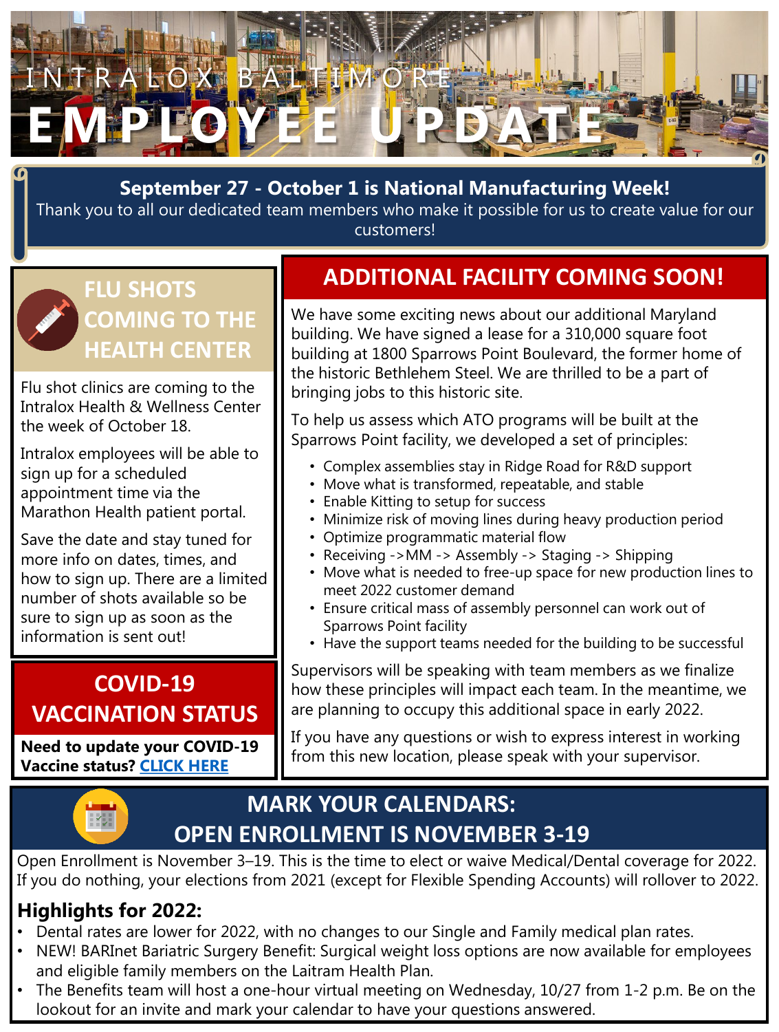# INTRALOX BALTIMORE EMPLOYEE UPDATE

**September 27 - October 1 is National Manufacturing Week!**

Thank you to all our dedicated team members who make it possible for us to create value for our customers!

## FLU SHOTS COMING TO THE HEALTH CENTER

Flu shot clinics are coming to the Intralox Health & Wellness Center the week of October 18.

Intralox employees will be able to sign up for a scheduled appointment time via the Marathon Health patient portal.

Save the date and stay tuned for more info on dates, times, and how to sign up. There are a limited number of shots available so be sure to sign up as soon as the information is sent out!

## COVID-19 VACCINATION STATUS

**Need to update your COVID-19 Vaccine status? [CLICK HERE]**

## ADDITIONAL FACILITY COMING SOON!

We have some exciting news about our additional Maryland building. We have signed a lease for a 310,000 square foot building at 1800 Sparrows Point Boulevard, the former home of the historic Bethlehem Steel. We are thrilled to be a part of bringing jobs to this historic site.

To help us assess which ATO programs will be built at the Sparrows Point facility, we developed a set of principles:

- Complex assemblies stay in Ridge Road for R&D support
- Move what is transformed, repeatable, and stable
- Enable Kitting to setup for success
- Minimize risk of moving lines during heavy production period
- Optimize programmatic material flow
- Receiving ->MM -> Assembly -> Staging -> Shipping
- Move what is needed to free-up space for new production lines to meet 2022 customer demand
- Ensure critical mass of assembly personnel can work out of Sparrows Point facility
- Have the support teams needed for the building to be successful

Supervisors will be speaking with team members as we finalize how these principles will impact each team. In the meantime, we are planning to occupy this additional space in early 2022.

If you have any questions or wish to express interest in working from this new location, please speak with your supervisor.

## MARK YOUR CALENDARS: OPEN ENROLLMENT IS NOVEMBER 3-19

Open Enrollment is November 3–19. This is the time to elect or waive Medical/Dental coverage for 2022. If you do nothing, your elections from 2021 (except for Flexible Spending Accounts) will rollover to 2022.

### Highlights for 2022:

- Dental rates are lower for 2022, with no changes to our Single and Family medical plan rates.
- NEW! BARInet Bariatric Surgery Benefit: Surgical weight loss options are now available for employees and eligible family members on the Laitram Health Plan.
- The Benefits team will host a one-hour virtual meeting on Wednesday, 10/27 from 1-2 p.m. Be on the lookout for an invite and mark your calendar to have your questions answered.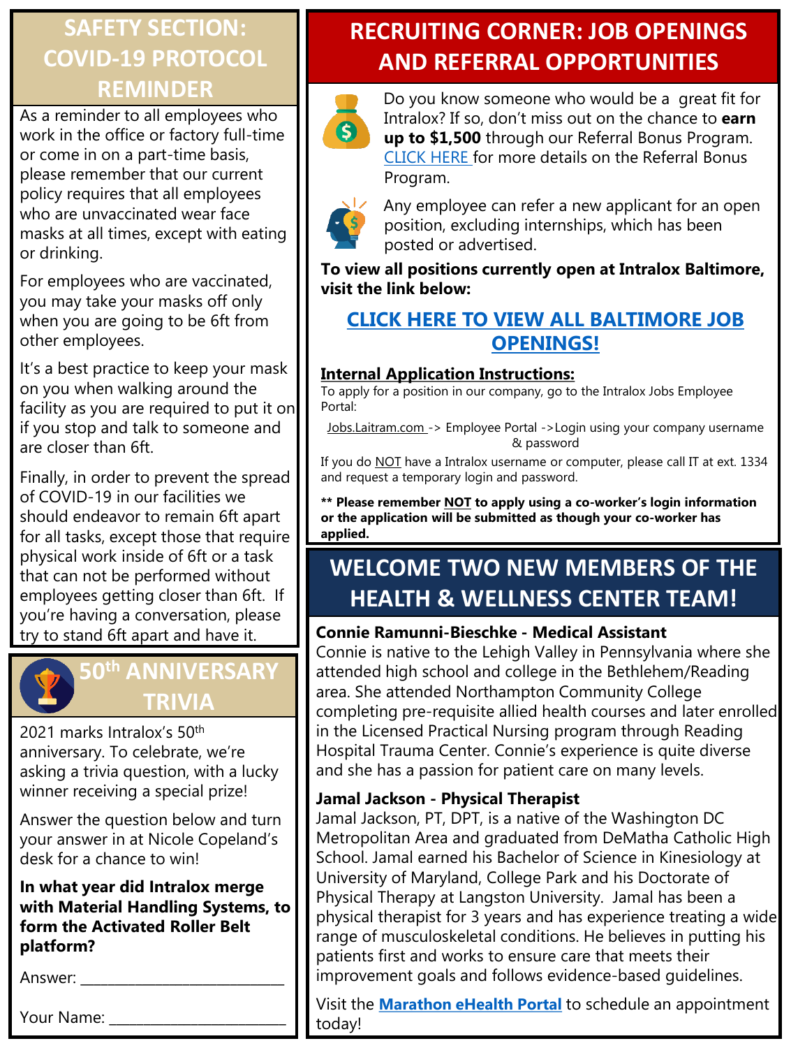## SAFETY SECTION: COVID-19 PROTOCOL REMINDER

As a reminder to all employees who work in the office or factory full-time or come in on a part-time basis, please remember that our current policy requires that all employees who are unvaccinated wear face masks at all times, except with eating or drinking.

For employees who are vaccinated, you may take your masks off only when you are going to be 6ft from other employees.

It's a best practice to keep your mask on you when walking around the facility as you are required to put it on if you stop and talk to someone and are closer than 6ft.

Finally, in order to prevent the spread of COVID-19 in our facilities we should endeavor to remain 6ft apart for all tasks, except those that require physical work inside of 6ft or a task that can not be performed without employees getting closer than 6ft. If you're having a conversation, please try to stand 6ft apart and have it.

## 50th ANNIVERSARY TRIVIA

2021 marks Intralox's 50th anniversary. To celebrate, we're asking a trivia question, with a lucky winner receiving a special prize!

Answer the question below and turn your answer in at Nicole Copeland's desk for a chance to win!

**In what year did Intralox merge with Material Handling Systems, to form the Activated Roller Belt platform?**

Answer: ___________________________

Your Name: ________________________

## RECRUITING CORNER: JOB OPENINGS AND REFERRAL OPPORTUNITIES

Do you know someone who would be a great fit for Intralox? If so, don't miss out on the chance to **earn up to $1,500** through our Referral Bonus Program. CLICK HERE for more details on the Referral Bonus Program.

Any employee can refer a new applicant for an open position, excluding internships, which has been posted or advertised.

**To view all positions currently open at Intralox Baltimore, visit the link below:**

**CLICK HERE TO VIEW ALL BALTIMORE JOB OPENINGS!**

**Internal Application Instructions:**

To apply for a position in our company, go to the Intralox Jobs Employee Portal:

Jobs.Laitram.com -> Employee Portal ->Login using your company username & password

If you do NOT have a Intralox username or computer, please call IT at ext. 1334 and request a temporary login and password.

**** Please remember NOT to apply using a co-worker's login information or the application will be submitted as though your co-worker has applied.**

## WELCOME TWO NEW MEMBERS OF THE HEALTH & WELLNESS CENTER TEAM!

**Connie Ramunni-Bieschke - Medical Assistant**

Connie is native to the Lehigh Valley in Pennsylvania where she attended high school and college in the Bethlehem/Reading area. She attended Northampton Community College completing pre-requisite allied health courses and later enrolled in the Licensed Practical Nursing program through Reading Hospital Trauma Center. Connie's experience is quite diverse and she has a passion for patient care on many levels.

**Jamal Jackson - Physical Therapist**

Jamal Jackson, PT, DPT, is a native of the Washington DC Metropolitan Area and graduated from DeMatha Catholic High School. Jamal earned his Bachelor of Science in Kinesiology at University of Maryland, College Park and his Doctorate of Physical Therapy at Langston University. Jamal has been a physical therapist for 3 years and has experience treating a wide range of musculoskeletal conditions. He believes in putting his patients first and works to ensure care that meets their improvement goals and follows evidence-based guidelines.

Visit the **Marathon eHealth Portal** to schedule an appointment today!